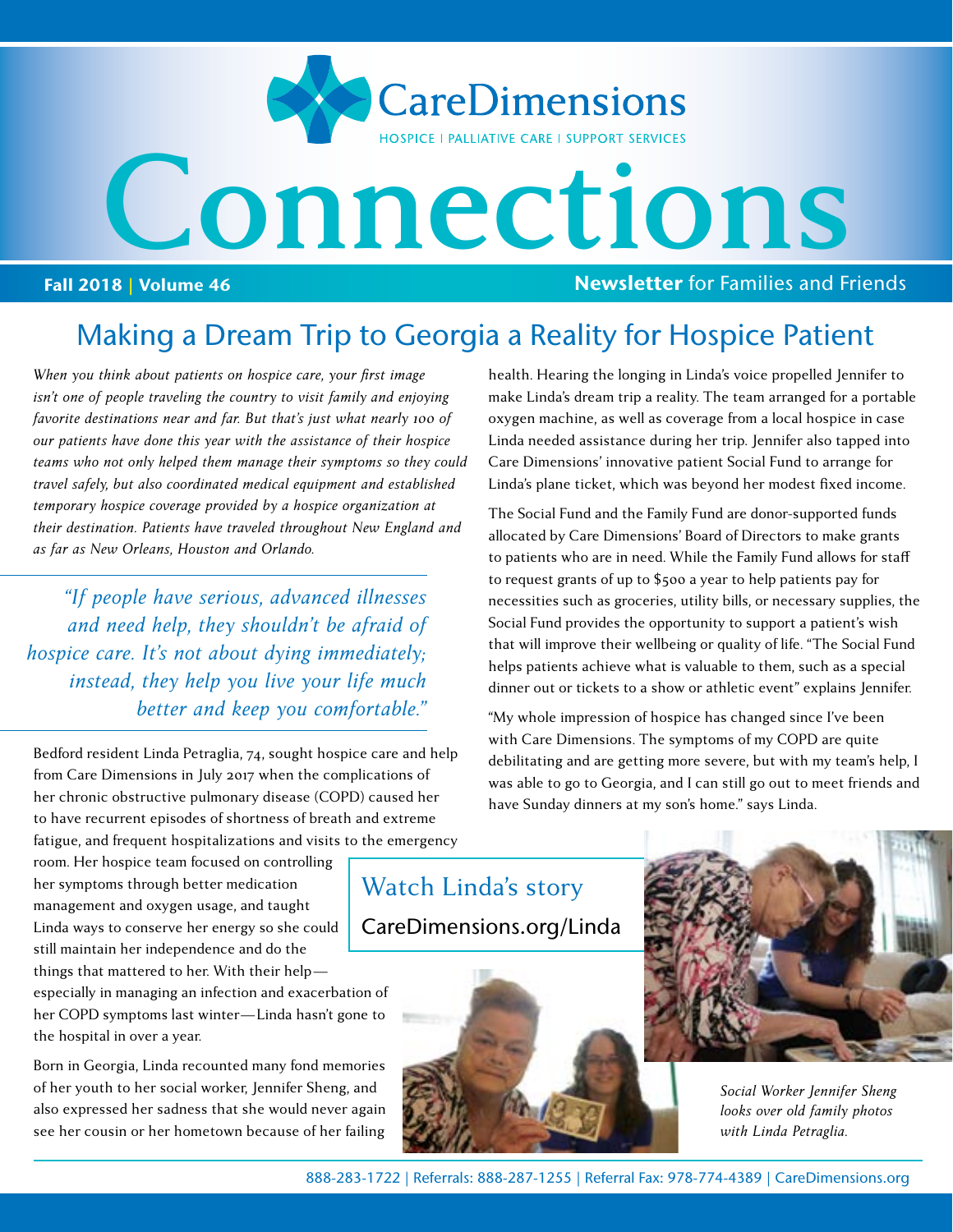# CareDimensions

HOSPICE | PALLIATIVE CARE | SUPPORT SERVICES

# Connections

**Fall 2018 | Volume 46** — **Newsletter** for Families and Friends

## Making a Dream Trip to Georgia a Reality for Hospice Patient

*When you think about patients on hospice care, your first image isn't one of people traveling the country to visit family and enjoying favorite destinations near and far. But that's just what nearly 100 of our patients have done this year with the assistance of their hospice teams who not only helped them manage their symptoms so they could travel safely, but also coordinated medical equipment and established temporary hospice coverage provided by a hospice organization at their destination. Patients have traveled throughout New England and as far as New Orleans, Houston and Orlando.*

> *"If people have serious, advanced illnesses and need help, they shouldn't be afraid of hospice care. It's not about dying immediately; instead, they help you live your life much better and keep you comfortable."*

Bedford resident Linda Petraglia, 74, sought hospice care and help from Care Dimensions in July 2017 when the complications of her chronic obstructive pulmonary disease (COPD) caused her to have recurrent episodes of shortness of breath and extreme fatigue, and frequent hospitalizations and visits to the emergency room. Her hospice team focused on controlling her symptoms through better medication management and oxygen usage, and taught Linda ways to conserve her energy so she could still maintain her independence and do the things that mattered to her. With their help—especially in managing an infection and exacerbation of her COPD symptoms last winter—Linda hasn't gone to the hospital in over a year.

Born in Georgia, Linda recounted many fond memories of her youth to her social worker, Jennifer Sheng, and also expressed her sadness that she would never again see her cousin or her hometown because of her failing health. Hearing the longing in Linda's voice propelled Jennifer to make Linda's dream trip a reality. The team arranged for a portable oxygen machine, as well as coverage from a local hospice in case Linda needed assistance during her trip. Jennifer also tapped into Care Dimensions' innovative patient Social Fund to arrange for Linda's plane ticket, which was beyond her modest fixed income.

The Social Fund and the Family Fund are donor-supported funds allocated by Care Dimensions' Board of Directors to make grants to patients who are in need. While the Family Fund allows for staff to request grants of up to $500 a year to help patients pay for necessities such as groceries, utility bills, or necessary supplies, the Social Fund provides the opportunity to support a patient's wish that will improve their wellbeing or quality of life. "The Social Fund helps patients achieve what is valuable to them, such as a special dinner out or tickets to a show or athletic event" explains Jennifer.

"My whole impression of hospice has changed since I've been with Care Dimensions. The symptoms of my COPD are quite debilitating and are getting more severe, but with my team's help, I was able to go to Georgia, and I can still go out to meet friends and have Sunday dinners at my son's home." says Linda.

**Watch Linda's story**
CareDimensions.org/Linda

*Social Worker Jennifer Sheng looks over old family photos with Linda Petraglia.*

888-283-1722 | Referrals: 888-287-1255 | Referral Fax: 978-774-4389 | CareDimensions.org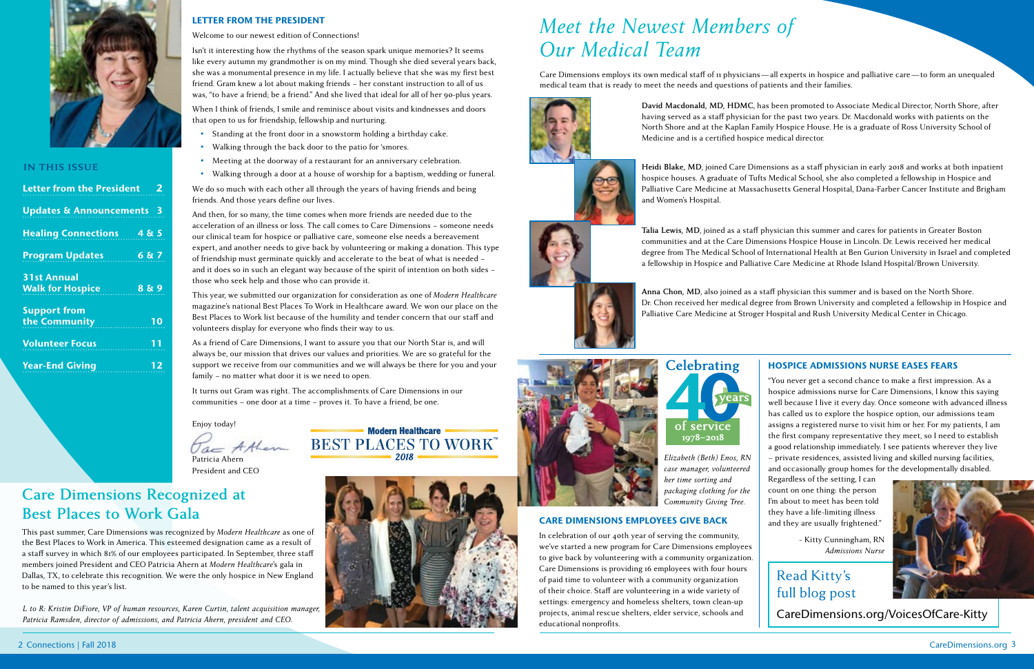## IN THIS ISSUE

| | |
|---|---|
| Letter from the President | 2 |
| Updates & Announcements | 3 |
| Healing Connections | 4 & 5 |
| Program Updates | 6 & 7 |
| 31st Annual Walk for Hospice | 8 & 9 |
| Support from the Community | 10 |
| Volunteer Focus | 11 |
| Year-End Giving | 12 |

### LETTER FROM THE PRESIDENT

Welcome to our newest edition of Connections!

Isn't it interesting how the rhythms of the season spark unique memories? It seems like every autumn my grandmother is on my mind. Though she died several years back, she was a monumental presence in my life. I actually believe that she was my first best friend. Gram knew a lot about making friends – her constant instruction to all of us was, "to have a friend; be a friend." And she lived that ideal for all of her 90-plus years.

When I think of friends, I smile and reminisce about visits and kindnesses and doors that open to us for friendship, fellowship and nurturing.

- Standing at the front door in a snowstorm holding a birthday cake.
- Walking through the back door to the patio for 'smores.
- Meeting at the doorway of a restaurant for an anniversary celebration.
- Walking through a door at a house of worship for a baptism, wedding or funeral.

We do so much with each other all through the years of having friends and being friends. And those years define our lives.

And then, for so many, the time comes when more friends are needed due to the acceleration of an illness or loss. The call comes to Care Dimensions – someone needs our clinical team for hospice or palliative care, someone else needs a bereavement expert, and another needs to give back by volunteering or making a donation. This type of friendship must germinate quickly and accelerate to the beat of what is needed – and it does so in such an elegant way because of the spirit of intention on both sides – those who seek help and those who can provide it.

This year, we submitted our organization for consideration as one of *Modern Healthcare* magazine's national Best Places To Work in Healthcare award. We won our place on the Best Places to Work list because of the humility and tender concern that our staff and volunteers display for everyone who finds their way to us.

As a friend of Care Dimensions, I want to assure you that our North Star is, and will always be, our mission that drives our values and priorities. We are so grateful for the support we receive from our communities and we will always be there for you and your family – no matter what door it is we need to open.

It turns out Gram was right. The accomplishments of Care Dimensions in our communities – one door at a time – proves it. To have a friend, be one.

Enjoy today!

Patricia Ahern
President and CEO

Modern Healthcare
BEST PLACES TO WORK™ 2018

## Care Dimensions Recognized at Best Places to Work Gala

This past summer, Care Dimensions was recognized by *Modern Healthcare* as one of the Best Places to Work in America. This esteemed designation came as a result of a staff survey in which 81% of our employees participated. In September, three staff members joined President and CEO Patricia Ahern at *Modern Healthcare*'s gala in Dallas, TX, to celebrate this recognition. We were the only hospice in New England to be named to this year's list.

*L to R: Kristin DiFiore, VP of human resources, Karen Curtin, talent acquisition manager, Patricia Ramsden, director of admissions, and Patricia Ahern, president and CEO.*

# *Meet the Newest Members of Our Medical Team*

Care Dimensions employs its own medical staff of 11 physicians—all experts in hospice and palliative care—to form an unequaled medical team that is ready to meet the needs and questions of patients and their families.

**David Macdonald, MD, HDMC**, has been promoted to Associate Medical Director, North Shore, after having served as a staff physician for the past two years. Dr. Macdonald works with patients on the North Shore and at the Kaplan Family Hospice House. He is a graduate of Ross University School of Medicine and is a certified hospice medical director.

**Heidi Blake, MD**, joined Care Dimensions as a staff physician in early 2018 and works at both inpatient hospice houses. A graduate of Tufts Medical School, she also completed a fellowship in Hospice and Palliative Care Medicine at Massachusetts General Hospital, Dana-Farber Cancer Institute and Brigham and Women's Hospital.

**Talia Lewis, MD**, joined as a staff physician this summer and cares for patients in Greater Boston communities and at the Care Dimensions Hospice House in Lincoln. Dr. Lewis received her medical degree from The Medical School of International Health at Ben Gurion University in Israel and completed a fellowship in Hospice and Palliative Care Medicine at Rhode Island Hospital/Brown University.

**Anna Chon, MD**, also joined as a staff physician this summer and is based on the North Shore. Dr. Chon received her medical degree from Brown University and completed a fellowship in Hospice and Palliative Care Medicine at Stroger Hospital and Rush University Medical Center in Chicago.

Celebrating 40 years of service 1978–2018

*Elizabeth (Beth) Enos, RN case manager, volunteered her time sorting and packaging clothing for the Community Giving Tree.*

### CARE DIMENSIONS EMPLOYEES GIVE BACK

In celebration of our 40th year of serving the community, we've started a new program for Care Dimensions employees to give back by volunteering with a community organization. Care Dimensions is providing 16 employees with four hours of paid time to volunteer with a community organization of their choice. Staff are volunteering in a wide variety of settings: emergency and homeless shelters, town clean-up projects, animal rescue shelters, elder service, schools and educational nonprofits.

### HOSPICE ADMISSIONS NURSE EASES FEARS

"You never get a second chance to make a first impression. As a hospice admissions nurse for Care Dimensions, I know this saying well because I live it every day. Once someone with advanced illness has called us to explore the hospice option, our admissions team assigns a registered nurse to visit him or her. For my patients, I am the first company representative they meet, so I need to establish a good relationship immediately. I see patients wherever they live – private residences, assisted living and skilled nursing facilities, and occasionally group homes for the developmentally disabled. Regardless of the setting, I can count on one thing: the person I'm about to meet has been told they have a life-limiting illness and they are usually frightened."

– Kitty Cunningham, RN
*Admissions Nurse*

Read Kitty's full blog post
CareDimensions.org/VoicesOfCare-Kitty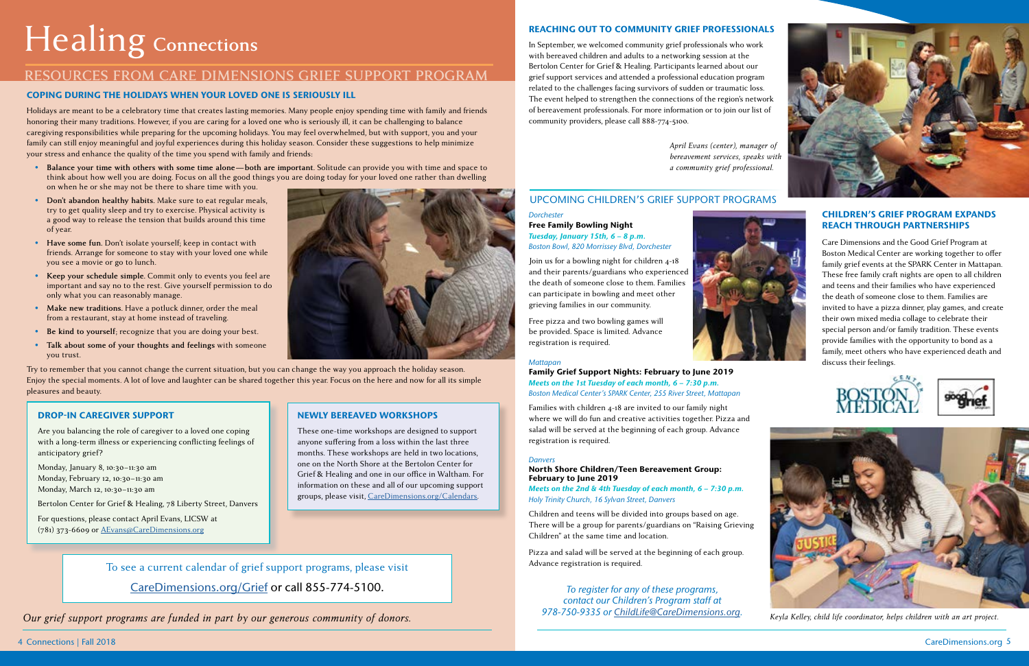# Healing Connections

## RESOURCES FROM CARE DIMENSIONS GRIEF SUPPORT PROGRAM

### COPING DURING THE HOLIDAYS WHEN YOUR LOVED ONE IS SERIOUSLY ILL

Holidays are meant to be a celebratory time that creates lasting memories. Many people enjoy spending time with family and friends honoring their many traditions. However, if you are caring for a loved one who is seriously ill, it can be challenging to balance caregiving responsibilities while preparing for the upcoming holidays. You may feel overwhelmed, but with support, you and your family can still enjoy meaningful and joyful experiences during this holiday season. Consider these suggestions to help minimize your stress and enhance the quality of the time you spend with family and friends:

- **Balance your time with others with some time alone—both are important.** Solitude can provide you with time and space to think about how well you are doing. Focus on all the good things you are doing today for your loved one rather than dwelling on when he or she may not be there to share time with you.
- **Don't abandon healthy habits.** Make sure to eat regular meals, try to get quality sleep and try to exercise. Physical activity is a good way to release the tension that builds around this time of year.
- **Have some fun.** Don't isolate yourself; keep in contact with friends. Arrange for someone to stay with your loved one while you see a movie or go to lunch.
- **Keep your schedule simple.** Commit only to events you feel are important and say no to the rest. Give yourself permission to do only what you can reasonably manage.
- **Make new traditions.** Have a potluck dinner, order the meal from a restaurant, stay at home instead of traveling.
- **Be kind to yourself**; recognize that you are doing your best.
- **Talk about some of your thoughts and feelings** with someone you trust.

Try to remember that you cannot change the current situation, but you can change the way you approach the holiday season. Enjoy the special moments. A lot of love and laughter can be shared together this year. Focus on the here and now for all its simple pleasures and beauty.

### DROP-IN CAREGIVER SUPPORT

Are you balancing the role of caregiver to a loved one coping with a long-term illness or experiencing conflicting feelings of anticipatory grief?

Monday, January 8, 10:30–11:30 am
Monday, February 12, 10:30–11:30 am
Monday, March 12, 10:30–11:30 am

Bertolon Center for Grief & Healing, 78 Liberty Street, Danvers

For questions, please contact April Evans, LICSW at (781) 373-6609 or AEvans@CareDimensions.org

### NEWLY BEREAVED WORKSHOPS

These one-time workshops are designed to support anyone suffering from a loss within the last three months. These workshops are held in two locations, one on the North Shore at the Bertolon Center for Grief & Healing and one in our office in Waltham. For information on these and all of our upcoming support groups, please visit, CareDimensions.org/Calendars.

To see a current calendar of grief support programs, please visit CareDimensions.org/Grief or call 855-774-5100.

*Our grief support programs are funded in part by our generous community of donors.*

### REACHING OUT TO COMMUNITY GRIEF PROFESSIONALS

In September, we welcomed community grief professionals who work with bereaved children and adults to a networking session at the Bertolon Center for Grief & Healing. Participants learned about our grief support services and attended a professional education program related to the challenges facing survivors of sudden or traumatic loss. The event helped to strengthen the connections of the region's network of bereavement professionals. For more information or to join our list of community providers, please call 888-774-5100.

*April Evans (center), manager of bereavement services, speaks with a community grief professional.*

### UPCOMING CHILDREN'S GRIEF SUPPORT PROGRAMS

*Dorchester*

**Free Family Bowling Night**
***Tuesday, January 15th, 6 – 8 p.m.***
*Boston Bowl, 820 Morrissey Blvd, Dorchester*

Join us for a bowling night for children 4-18 and their parents/guardians who experienced the death of someone close to them. Families can participate in bowling and meet other grieving families in our community.

Free pizza and two bowling games will be provided. Space is limited. Advance registration is required.

*Mattapan*

**Family Grief Support Nights: February to June 2019**
***Meets on the 1st Tuesday of each month, 6 – 7:30 p.m.***
*Boston Medical Center's SPARK Center, 255 River Street, Mattapan*

Families with children 4-18 are invited to our family night where we will do fun and creative activities together. Pizza and salad will be served at the beginning of each group. Advance registration is required.

*Danvers*

**North Shore Children/Teen Bereavement Group: February to June 2019**
***Meets on the 2nd & 4th Tuesday of each month, 6 – 7:30 p.m.***
*Holy Trinity Church, 16 Sylvan Street, Danvers*

Children and teens will be divided into groups based on age. There will be a group for parents/guardians on "Raising Grieving Children" at the same time and location.

Pizza and salad will be served at the beginning of each group. Advance registration is required.

*To register for any of these programs, contact our Children's Program staff at 978-750-9335 or ChildLife@CareDimensions.org.*

### CHILDREN'S GRIEF PROGRAM EXPANDS REACH THROUGH PARTNERSHIPS

Care Dimensions and the Good Grief Program at Boston Medical Center are working together to offer family grief events at the SPARK Center in Mattapan. These free family craft nights are open to all children and teens and their families who have experienced the death of someone close to them. Families are invited to have a pizza dinner, play games, and create their own mixed media collage to celebrate their special person and/or family tradition. These events provide families with the opportunity to bond as a family, meet others who have experienced death and discuss their feelings.

*Keyla Kelley, child life coordinator, helps children with an art project.*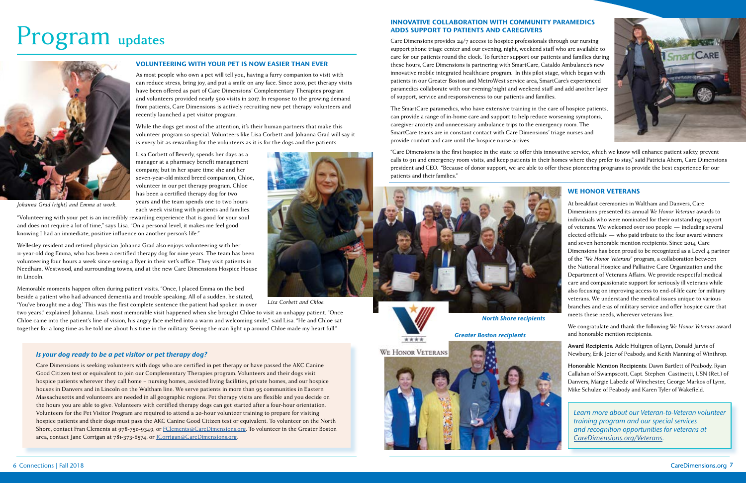# Program updates

## VOLUNTEERING WITH YOUR PET IS NOW EASIER THAN EVER

As most people who own a pet will tell you, having a furry companion to visit with can reduce stress, bring joy, and put a smile on any face. Since 2010, pet therapy visits have been offered as part of Care Dimensions' Complementary Therapies program and volunteers provided nearly 500 visits in 2017. In response to the growing demand from patients, Care Dimensions is actively recruiting new pet therapy volunteers and recently launched a pet visitor program.

While the dogs get most of the attention, it's their human partners that make this volunteer program so special. Volunteers like Lisa Corbett and Johanna Grad will say it is every bit as rewarding for the volunteers as it is for the dogs and the patients.

Lisa Corbett of Beverly, spends her days as a manager at a pharmacy benefit management company, but in her spare time she and her seven-year-old mixed breed companion, Chloe, volunteer in our pet therapy program. Chloe has been a certified therapy dog for two years and the team spends one to two hours each week visiting with patients and families.

*Johanna Grad (right) and Emma at work.*

"Volunteering with your pet is an incredibly rewarding experience that is good for your soul and does not require a lot of time," says Lisa. "On a personal level, it makes me feel good knowing I had an immediate, positive influence on another person's life."

Wellesley resident and retired physician Johanna Grad also enjoys volunteering with her 11-year-old dog Emma, who has been a certified therapy dog for nine years. The team has been volunteering four hours a week since seeing a flyer in their vet's office. They visit patients in Needham, Westwood, and surrounding towns, and at the new Care Dimensions Hospice House in Lincoln.

Memorable moments happen often during patient visits. "Once, I placed Emma on the bed beside a patient who had advanced dementia and trouble speaking. All of a sudden, he stated, 'You've brought me a dog.' This was the first complete sentence the patient had spoken in over two years," explained Johanna. Lisa's most memorable visit happened when she brought Chloe to visit an unhappy patient. "Once Chloe came into the patient's line of vision, his angry face melted into a warm and welcoming smile," said Lisa. "He and Chloe sat together for a long time as he told me about his time in the military. Seeing the man light up around Chloe made my heart full."

*Lisa Corbett and Chloe.*

### *Is your dog ready to be a pet visitor or pet therapy dog?*

Care Dimensions is seeking volunteers with dogs who are certified in pet therapy or have passed the AKC Canine Good Citizen test or equivalent to join our Complementary Therapies program. Volunteers and their dogs visit hospice patients wherever they call home – nursing homes, assisted living facilities, private homes, and our hospice houses in Danvers and in Lincoln on the Waltham line. We serve patients in more than 95 communities in Eastern Massachusetts and volunteers are needed in all geographic regions. Pet therapy visits are flexible and you decide on the hours you are able to give. Volunteers with certified therapy dogs can get started after a four-hour orientation. Volunteers for the Pet Visitor Program are required to attend a 20-hour volunteer training to prepare for visiting hospice patients and their dogs must pass the AKC Canine Good Citizen test or equivalent. To volunteer on the North Shore, contact Fran Clements at 978-750-9349, or FClements@CareDimensions.org. To volunteer in the Greater Boston area, contact Jane Corrigan at 781-373-6574, or JCorrigan@CareDimensions.org.

## INNOVATIVE COLLABORATION WITH COMMUNITY PARAMEDICS ADDS SUPPORT TO PATIENTS AND CAREGIVERS

Care Dimensions provides 24/7 access to hospice professionals through our nursing support phone triage center and our evening, night, weekend staff who are available to care for our patients round the clock. To further support our patients and families during these hours, Care Dimensions is partnering with SmartCare, Cataldo Ambulance's new innovative mobile integrated healthcare program. In this pilot stage, which began with patients in our Greater Boston and MetroWest service area, SmartCare's experienced paramedics collaborate with our evening/night and weekend staff and add another layer of support, service and responsiveness to our patients and families.

The SmartCare paramedics, who have extensive training in the care of hospice patients, can provide a range of in-home care and support to help reduce worsening symptoms, caregiver anxiety and unnecessary ambulance trips to the emergency room. The SmartCare teams are in constant contact with Care Dimensions' triage nurses and provide comfort and care until the hospice nurse arrives.

"Care Dimensions is the first hospice in the state to offer this innovative service, which we know will enhance patient safety, prevent calls to 911 and emergency room visits, and keep patients in their homes where they prefer to stay," said Patricia Ahern, Care Dimensions president and CEO. "Because of donor support, we are able to offer these pioneering programs to provide the best experience for our patients and their families."

## WE HONOR VETERANS

At breakfast ceremonies in Waltham and Danvers, Care Dimensions presented its annual *We Honor Veterans* awards to individuals who were nominated for their outstanding support of veterans. We welcomed over 100 people — including several elected officials — who paid tribute to the four award winners and seven honorable mention recipients. Since 2014, Care Dimensions has been proud to be recognized as a Level 4 partner of the "*We Honor Veterans*" program, a collaboration between the National Hospice and Palliative Care Organization and the Department of Veterans Affairs. We provide respectful medical care and compassionate support for seriously ill veterans while also focusing on improving access to end-of-life care for military veterans. We understand the medical issues unique to various branches and eras of military service and offer hospice care that meets these needs, wherever veterans live.

*North Shore recipients*

*Greater Boston recipients*

We congratulate and thank the following *We Honor Veterans* award and honorable mention recipients:

**Award Recipients:** Adele Hultgren of Lynn, Donald Jarvis of Newbury, Erik Jeter of Peabody, and Keith Manning of Winthrop.

**Honorable Mention Recipients:** Dawn Bartlett of Peabody, Ryan Callahan of Swampscott, Capt. Stephen Castinetti, USN (Ret.) of Danvers, Margie Labedz of Winchester, George Markos of Lynn, Mike Schulze of Peabody and Karen Tyler of Wakefield.

*Learn more about our Veteran-to-Veteran volunteer training program and our special services and recognition opportunities for veterans at CareDimensions.org/Veterans.*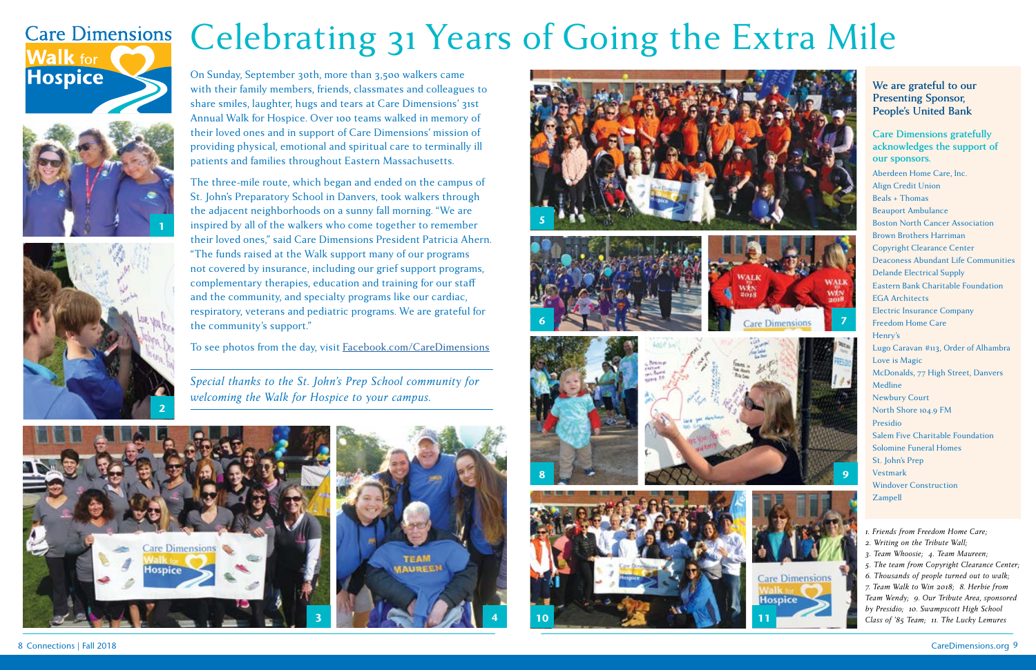# Celebrating 31 Years of Going the Extra Mile

On Sunday, September 30th, more than 3,500 walkers came with their family members, friends, classmates and colleagues to share smiles, laughter, hugs and tears at Care Dimensions' 31st Annual Walk for Hospice. Over 100 teams walked in memory of their loved ones and in support of Care Dimensions' mission of providing physical, emotional and spiritual care to terminally ill patients and families throughout Eastern Massachusetts.

The three-mile route, which began and ended on the campus of St. John's Preparatory School in Danvers, took walkers through the adjacent neighborhoods on a sunny fall morning. "We are inspired by all of the walkers who come together to remember their loved ones," said Care Dimensions President Patricia Ahern. "The funds raised at the Walk support many of our programs not covered by insurance, including our grief support programs, complementary therapies, education and training for our staff and the community, and specialty programs like our cardiac, respiratory, veterans and pediatric programs. We are grateful for the community's support."

To see photos from the day, visit Facebook.com/CareDimensions

*Special thanks to the St. John's Prep School community for welcoming the Walk for Hospice to your campus.*

**We are grateful to our Presenting Sponsor, People's United Bank**

**Care Dimensions gratefully acknowledges the support of our sponsors.**

Aberdeen Home Care, Inc.
Align Credit Union
Beals + Thomas
Beauport Ambulance
Boston North Cancer Association
Brown Brothers Harriman
Copyright Clearance Center
Deaconess Abundant Life Communities
Delande Electrical Supply
Eastern Bank Charitable Foundation
EGA Architects
Electric Insurance Company
Freedom Home Care
Henry's
Lugo Caravan #113, Order of Alhambra
Love is Magic
McDonalds, 77 High Street, Danvers
Medline
Newbury Court
North Shore 104.9 FM
Presidio
Salem Five Charitable Foundation
Solomine Funeral Homes
St. John's Prep
Vestmark
Windover Construction
Zampell

*1. Friends from Freedom Home Care; 2. Writing on the Tribute Wall; 3. Team Whoosie; 4. Team Maureen; 5. The team from Copyright Clearance Center; 6. Thousands of people turned out to walk; 7. Team Walk to Win 2018; 8. Herbie from Team Wendy; 9. Our Tribute Area, sponsored by Presidio; 10. Swampscott High School Class of '85 Team; 11. The Lucky Lemures*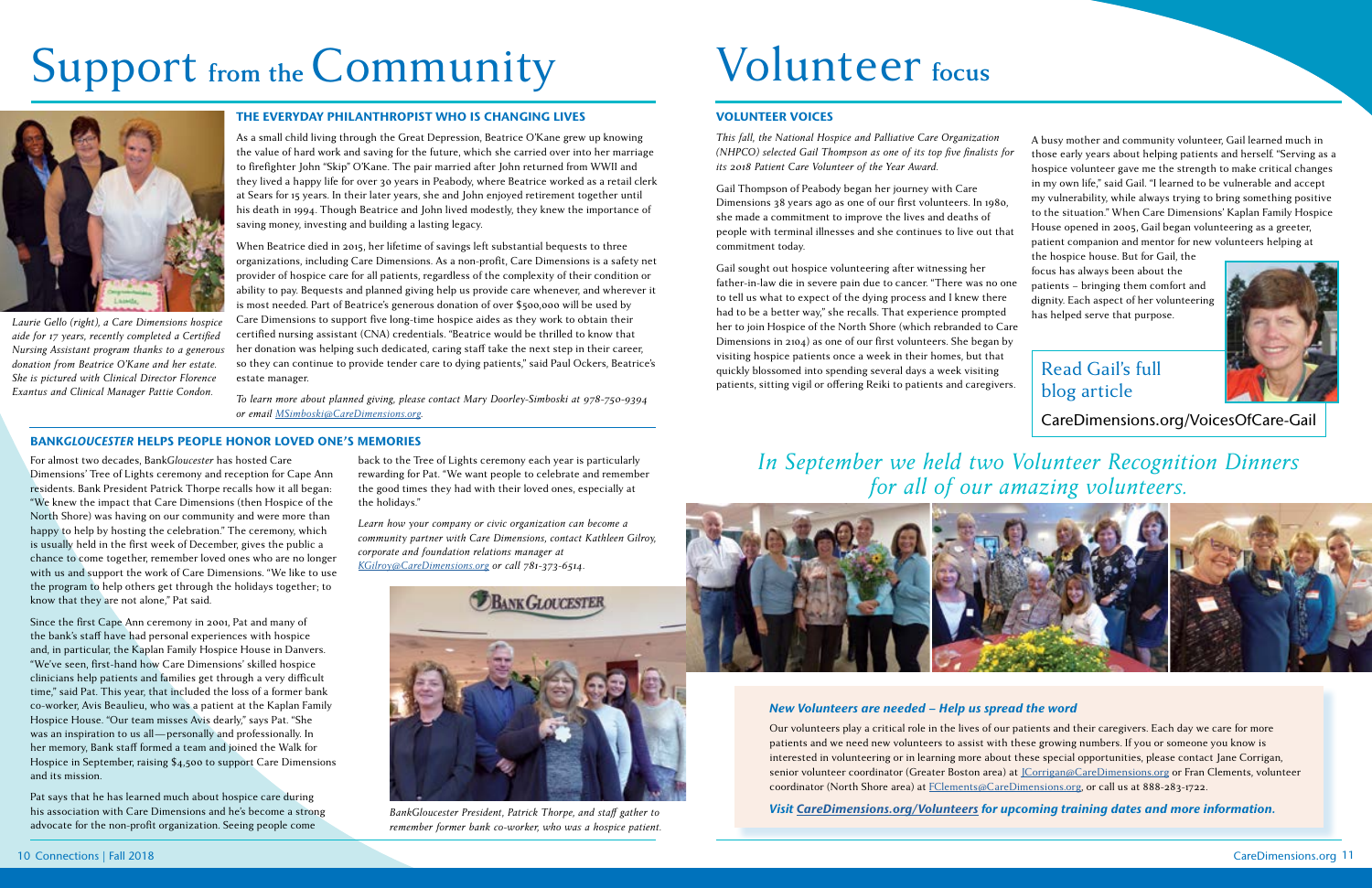# Support from the Community

## THE EVERYDAY PHILANTHROPIST WHO IS CHANGING LIVES

As a small child living through the Great Depression, Beatrice O'Kane grew up knowing the value of hard work and saving for the future, which she carried over into her marriage to firefighter John "Skip" O'Kane. The pair married after John returned from WWII and they lived a happy life for over 30 years in Peabody, where Beatrice worked as a retail clerk at Sears for 15 years. In their later years, she and John enjoyed retirement together until his death in 1994. Though Beatrice and John lived modestly, they knew the importance of saving money, investing and building a lasting legacy.

When Beatrice died in 2015, her lifetime of savings left substantial bequests to three organizations, including Care Dimensions. As a non-profit, Care Dimensions is a safety net provider of hospice care for all patients, regardless of the complexity of their condition or ability to pay. Bequests and planned giving help us provide care whenever, and wherever it is most needed. Part of Beatrice's generous donation of over $500,000 will be used by Care Dimensions to support five long-time hospice aides as they work to obtain their certified nursing assistant (CNA) credentials. "Beatrice would be thrilled to know that her donation was helping such dedicated, caring staff take the next step in their career, so they can continue to provide tender care to dying patients," said Paul Ockers, Beatrice's estate manager.

*To learn more about planned giving, please contact Mary Doorley-Simboski at 978-750-9394 or email MSimboski@CareDimensions.org.*

*Laurie Gello (right), a Care Dimensions hospice aide for 17 years, recently completed a Certified Nursing Assistant program thanks to a generous donation from Beatrice O'Kane and her estate. She is pictured with Clinical Director Florence Exantus and Clinical Manager Pattie Condon.*

## BANK*GLOUCESTER* HELPS PEOPLE HONOR LOVED ONE'S MEMORIES

For almost two decades, Bank*Gloucester* has hosted Care Dimensions' Tree of Lights ceremony and reception for Cape Ann residents. Bank President Patrick Thorpe recalls how it all began: "We knew the impact that Care Dimensions (then Hospice of the North Shore) was having on our community and were more than happy to help by hosting the celebration." The ceremony, which is usually held in the first week of December, gives the public a chance to come together, remember loved ones who are no longer with us and support the work of Care Dimensions. "We like to use the program to help others get through the holidays together; to know that they are not alone," Pat said.

Since the first Cape Ann ceremony in 2001, Pat and many of the bank's staff have had personal experiences with hospice and, in particular, the Kaplan Family Hospice House in Danvers. "We've seen, first-hand how Care Dimensions' skilled hospice clinicians help patients and families get through a very difficult time," said Pat. This year, that included the loss of a former bank co-worker, Avis Beaulieu, who was a patient at the Kaplan Family Hospice House. "Our team misses Avis dearly," says Pat. "She was an inspiration to us all—personally and professionally. In her memory, Bank staff formed a team and joined the Walk for Hospice in September, raising $4,500 to support Care Dimensions and its mission.

Pat says that he has learned much about hospice care during his association with Care Dimensions and he's become a strong advocate for the non-profit organization. Seeing people come back to the Tree of Lights ceremony each year is particularly rewarding for Pat. "We want people to celebrate and remember the good times they had with their loved ones, especially at the holidays."

*Learn how your company or civic organization can become a community partner with Care Dimensions, contact Kathleen Gilroy, corporate and foundation relations manager at KGilroy@CareDimensions.org or call 781-373-6514.*

*BankGloucester President, Patrick Thorpe, and staff gather to remember former bank co-worker, who was a hospice patient.*

# Volunteer focus

## VOLUNTEER VOICES

*This fall, the National Hospice and Palliative Care Organization (NHPCO) selected Gail Thompson as one of its top five finalists for its 2018 Patient Care Volunteer of the Year Award.*

Gail Thompson of Peabody began her journey with Care Dimensions 38 years ago as one of our first volunteers. In 1980, she made a commitment to improve the lives and deaths of people with terminal illnesses and she continues to live out that commitment today.

Gail sought out hospice volunteering after witnessing her father-in-law die in severe pain due to cancer. "There was no one to tell us what to expect of the dying process and I knew there had to be a better way," she recalls. That experience prompted her to join Hospice of the North Shore (which rebranded to Care Dimensions in 2104) as one of our first volunteers. She began by visiting hospice patients once a week in their homes, but that quickly blossomed into spending several days a week visiting patients, sitting vigil or offering Reiki to patients and caregivers.

A busy mother and community volunteer, Gail learned much in those early years about helping patients and herself. "Serving as a hospice volunteer gave me the strength to make critical changes in my own life," said Gail. "I learned to be vulnerable and accept my vulnerability, while always trying to bring something positive to the situation." When Care Dimensions' Kaplan Family Hospice House opened in 2005, Gail began volunteering as a greeter, patient companion and mentor for new volunteers helping at the hospice house. But for Gail, the focus has always been about the patients – bringing them comfort and dignity. Each aspect of her volunteering has helped serve that purpose.

**Read Gail's full blog article**

CareDimensions.org/VoicesOfCare-Gail

*In September we held two Volunteer Recognition Dinners for all of our amazing volunteers.*

***New Volunteers are needed – Help us spread the word***

Our volunteers play a critical role in the lives of our patients and their caregivers. Each day we care for more patients and we need new volunteers to assist with these growing numbers. If you or someone you know is interested in volunteering or in learning more about these special opportunities, please contact Jane Corrigan, senior volunteer coordinator (Greater Boston area) at JCorrigan@CareDimensions.org or Fran Clements, volunteer coordinator (North Shore area) at FClements@CareDimensions.org, or call us at 888-283-1722.

***Visit CareDimensions.org/Volunteers for upcoming training dates and more information.***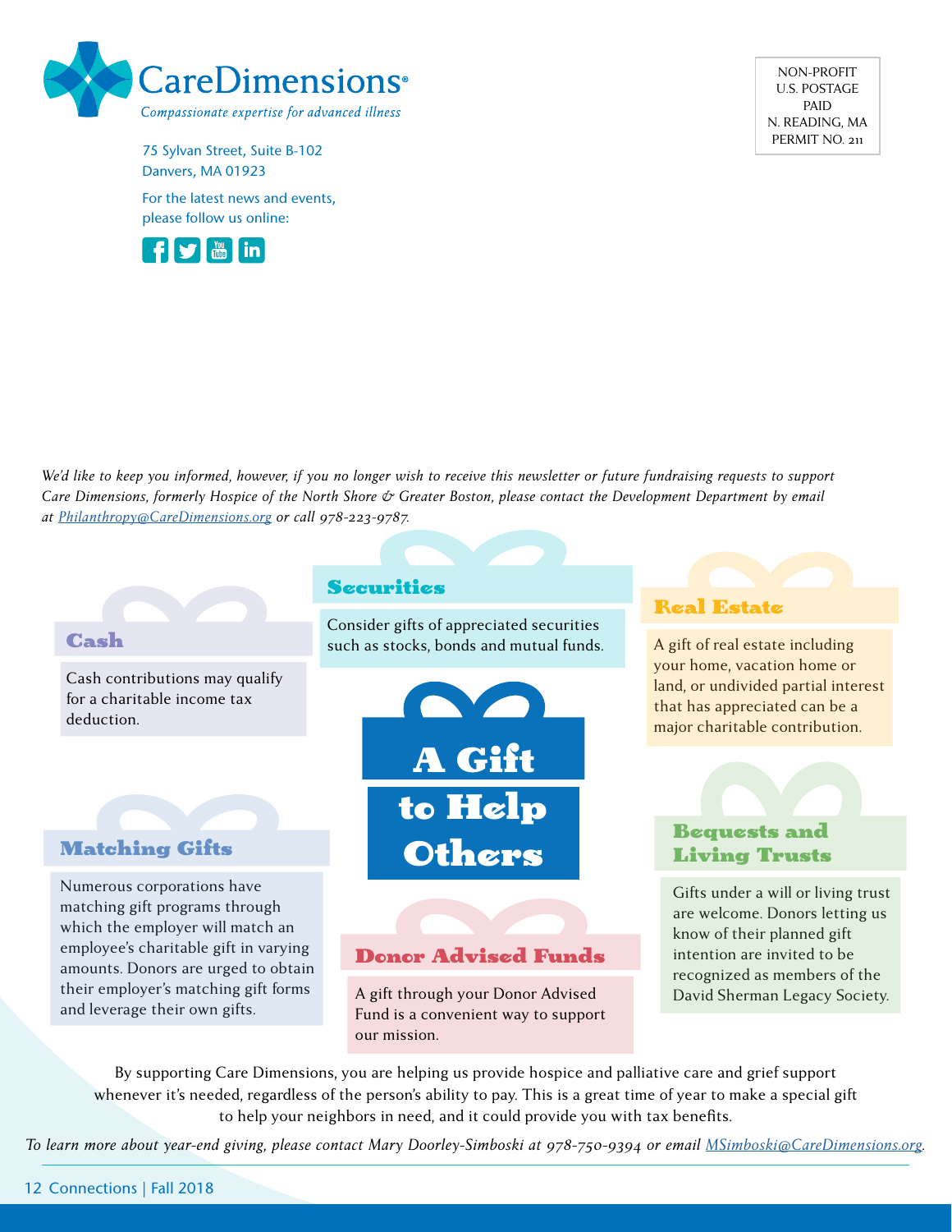CareDimensions®

*Compassionate expertise for advanced illness*

75 Sylvan Street, Suite B-102
Danvers, MA 01923

For the latest news and events, please follow us online:

NON-PROFIT
U.S. POSTAGE
PAID
N. READING, MA
PERMIT NO. 211

*We'd like to keep you informed, however, if you no longer wish to receive this newsletter or future fundraising requests to support Care Dimensions, formerly Hospice of the North Shore & Greater Boston, please contact the Development Department by email at Philanthropy@CareDimensions.org or call 978-223-9787.*

# A Gift to Help Others

## Cash

Cash contributions may qualify for a charitable income tax deduction.

## Matching Gifts

Numerous corporations have matching gift programs through which the employer will match an employee's charitable gift in varying amounts. Donors are urged to obtain their employer's matching gift forms and leverage their own gifts.

## Securities

Consider gifts of appreciated securities such as stocks, bonds and mutual funds.

## Donor Advised Funds

A gift through your Donor Advised Fund is a convenient way to support our mission.

## Real Estate

A gift of real estate including your home, vacation home or land, or undivided partial interest that has appreciated can be a major charitable contribution.

## Bequests and Living Trusts

Gifts under a will or living trust are welcome. Donors letting us know of their planned gift intention are invited to be recognized as members of the David Sherman Legacy Society.

By supporting Care Dimensions, you are helping us provide hospice and palliative care and grief support whenever it's needed, regardless of the person's ability to pay. This is a great time of year to make a special gift to help your neighbors in need, and it could provide you with tax benefits.

*To learn more about year-end giving, please contact Mary Doorley-Simboski at 978-750-9394 or email MSimboski@CareDimensions.org.*